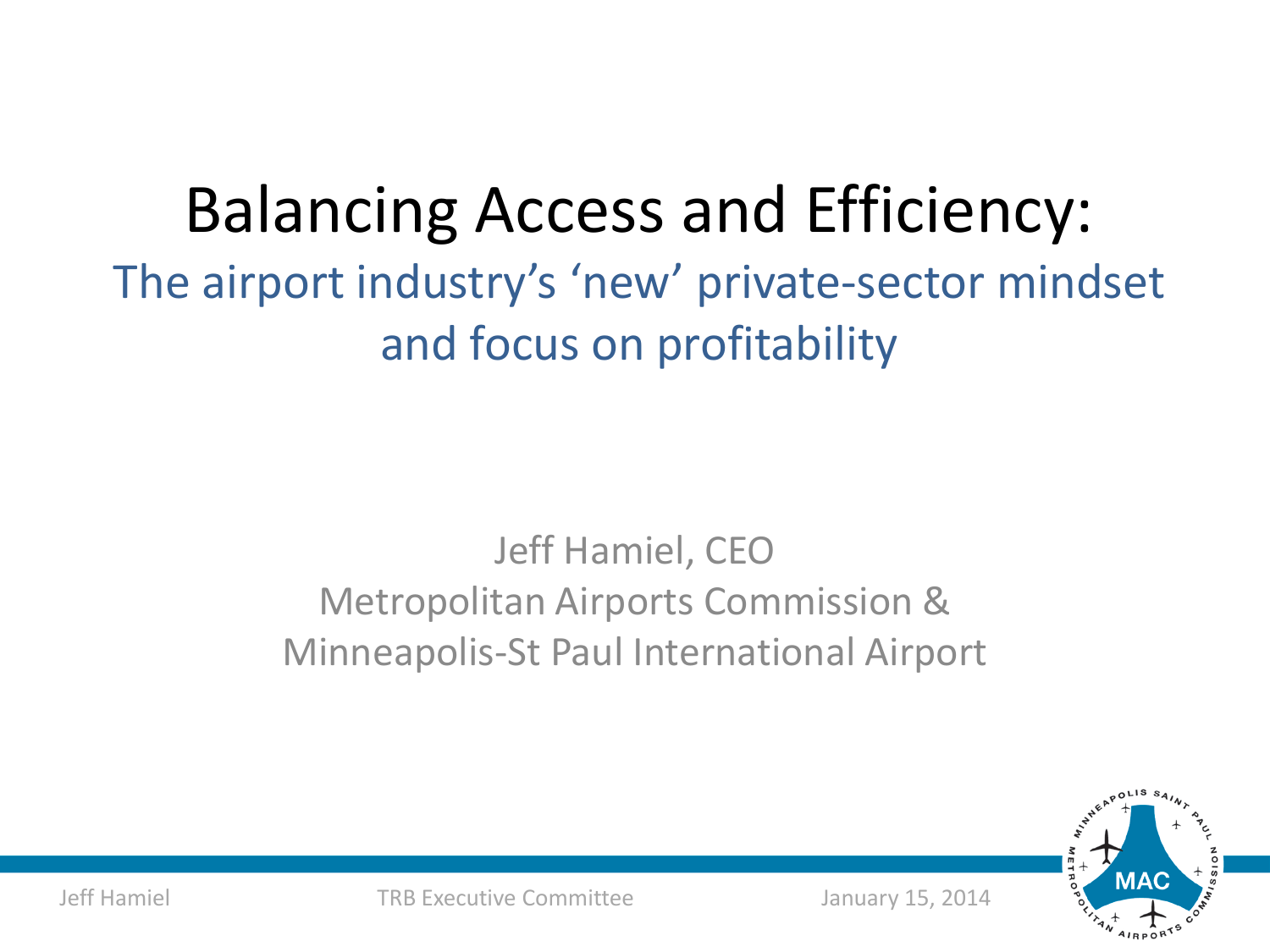# Balancing Access and Efficiency:

## The airport industry's 'new' private-sector mindset and focus on profitability

Jeff Hamiel, CEO
Metropolitan Airports Commission &
Minneapolis-St Paul International Airport

Jeff Hamiel    TRB Executive Committee    January 15, 2014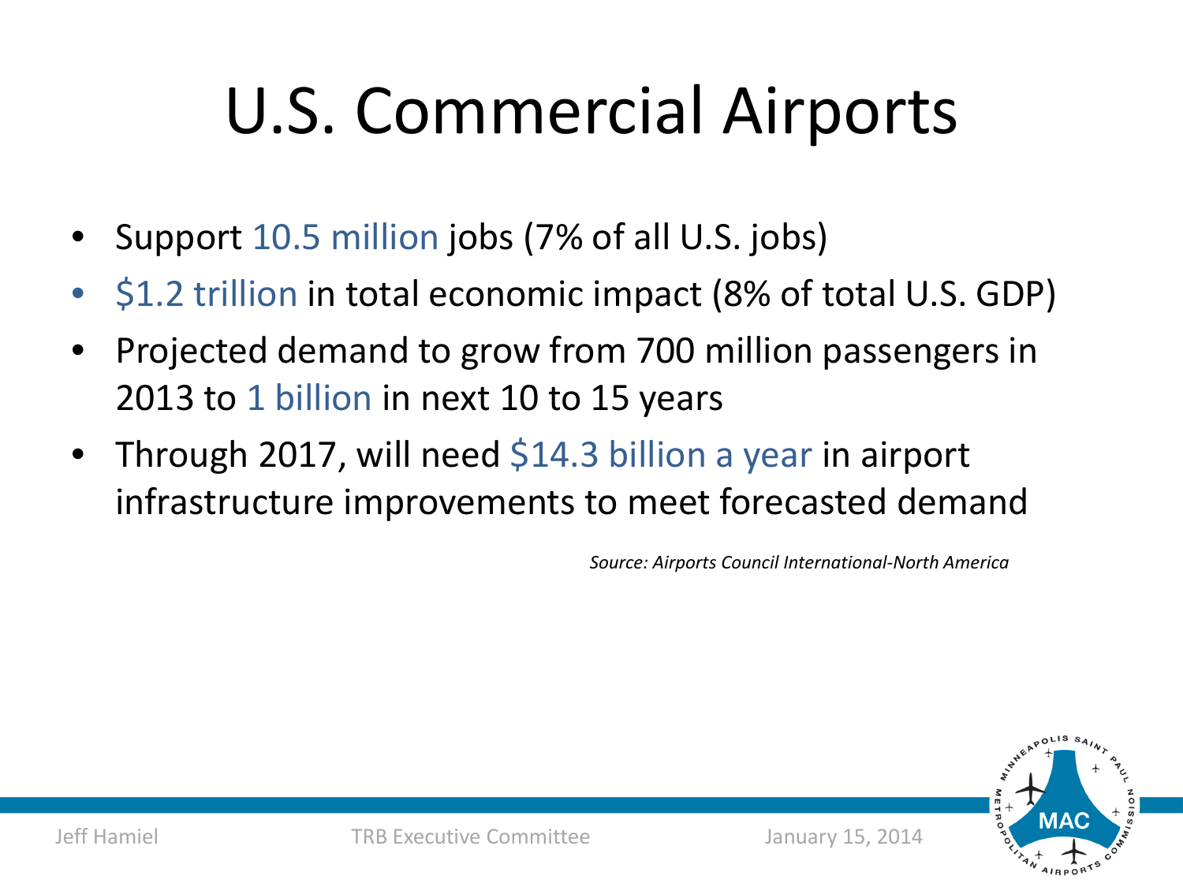# U.S. Commercial Airports

- Support 10.5 million jobs (7% of all U.S. jobs)
- $1.2 trillion in total economic impact (8% of total U.S. GDP)
- Projected demand to grow from 700 million passengers in 2013 to 1 billion in next 10 to 15 years
- Through 2017, will need $14.3 billion a year in airport infrastructure improvements to meet forecasted demand

*Source: Airports Council International-North America*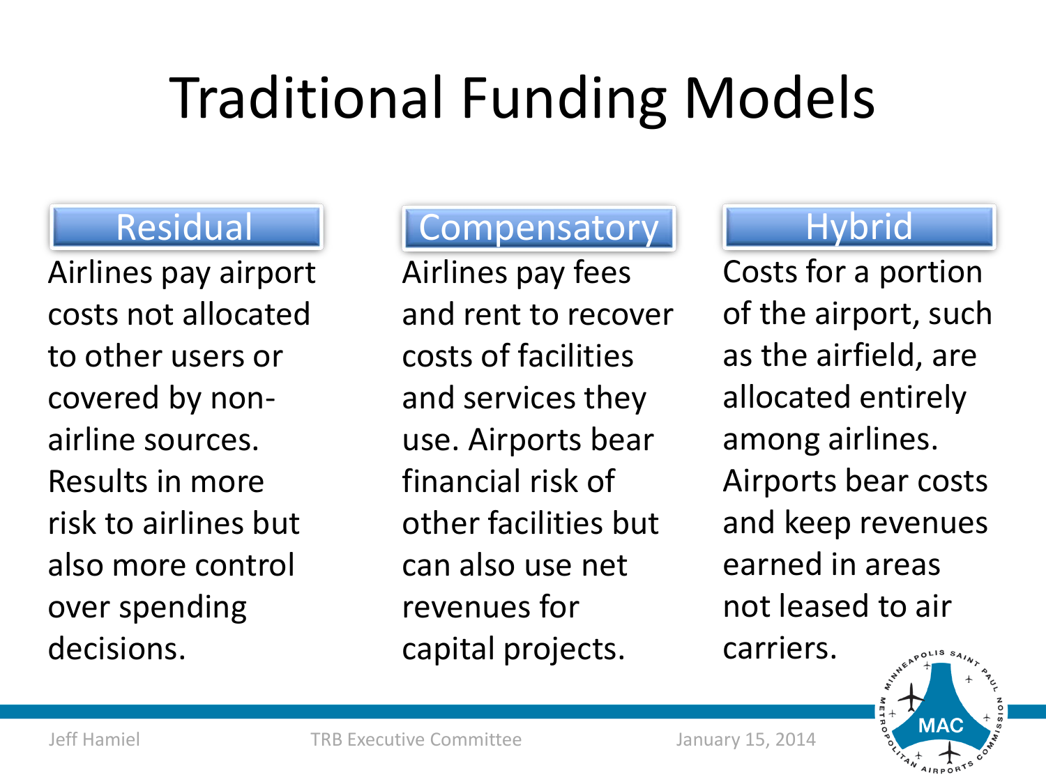# Traditional Funding Models

## Residual

Airlines pay airport costs not allocated to other users or covered by non-airline sources. Results in more risk to airlines but also more control over spending decisions.

## Compensatory

Airlines pay fees and rent to recover costs of facilities and services they use. Airports bear financial risk of other facilities but can also use net revenues for capital projects.

## Hybrid

Costs for a portion of the airport, such as the airfield, are allocated entirely among airlines. Airports bear costs and keep revenues earned in areas not leased to air carriers.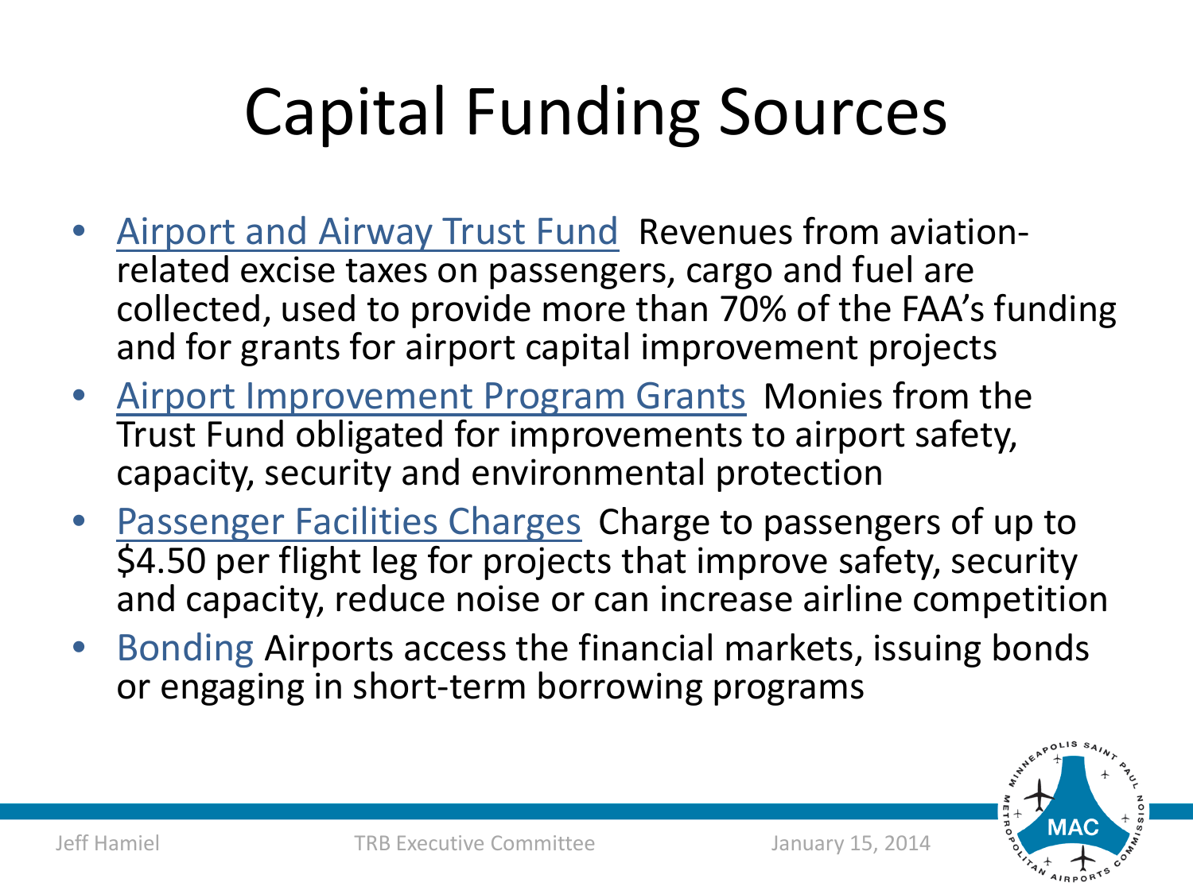# Capital Funding Sources

- Airport and Airway Trust Fund Revenues from aviation-related excise taxes on passengers, cargo and fuel are collected, used to provide more than 70% of the FAA's funding and for grants for airport capital improvement projects
- Airport Improvement Program Grants Monies from the Trust Fund obligated for improvements to airport safety, capacity, security and environmental protection
- Passenger Facilities Charges Charge to passengers of up to $4.50 per flight leg for projects that improve safety, security and capacity, reduce noise or can increase airline competition
- Bonding Airports access the financial markets, issuing bonds or engaging in short-term borrowing programs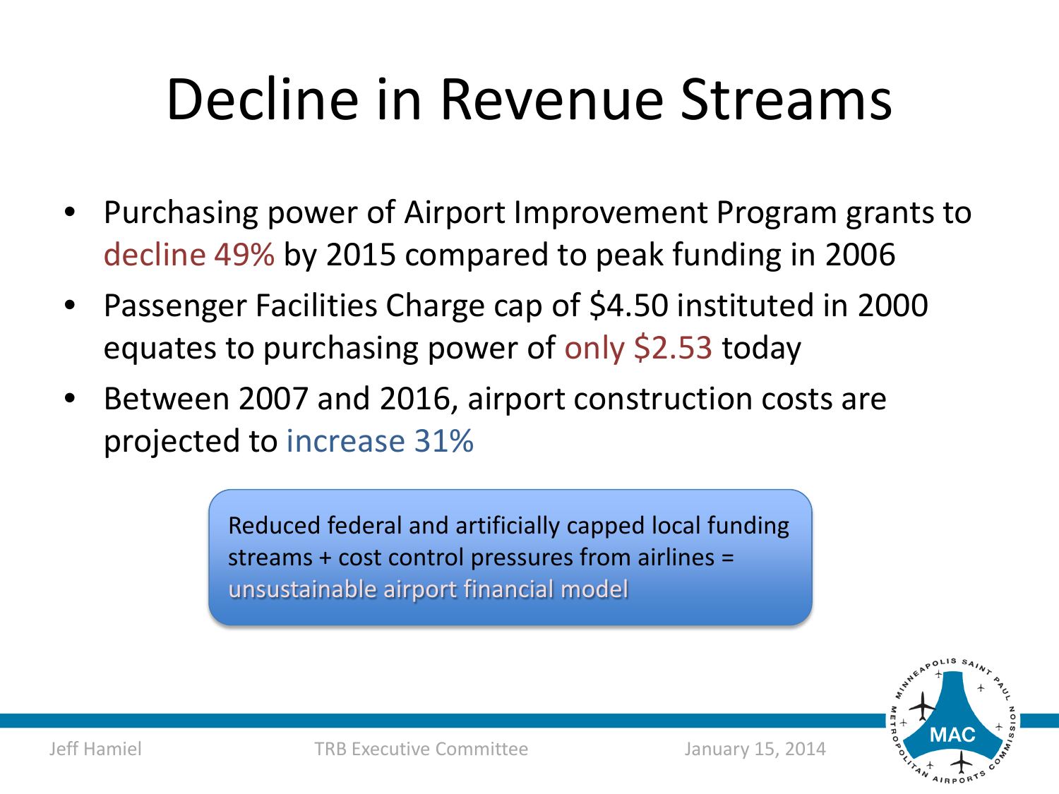# Decline in Revenue Streams

- Purchasing power of Airport Improvement Program grants to decline 49% by 2015 compared to peak funding in 2006
- Passenger Facilities Charge cap of $4.50 instituted in 2000 equates to purchasing power of only $2.53 today
- Between 2007 and 2016, airport construction costs are projected to increase 31%

Reduced federal and artificially capped local funding streams + cost control pressures from airlines = unsustainable airport financial model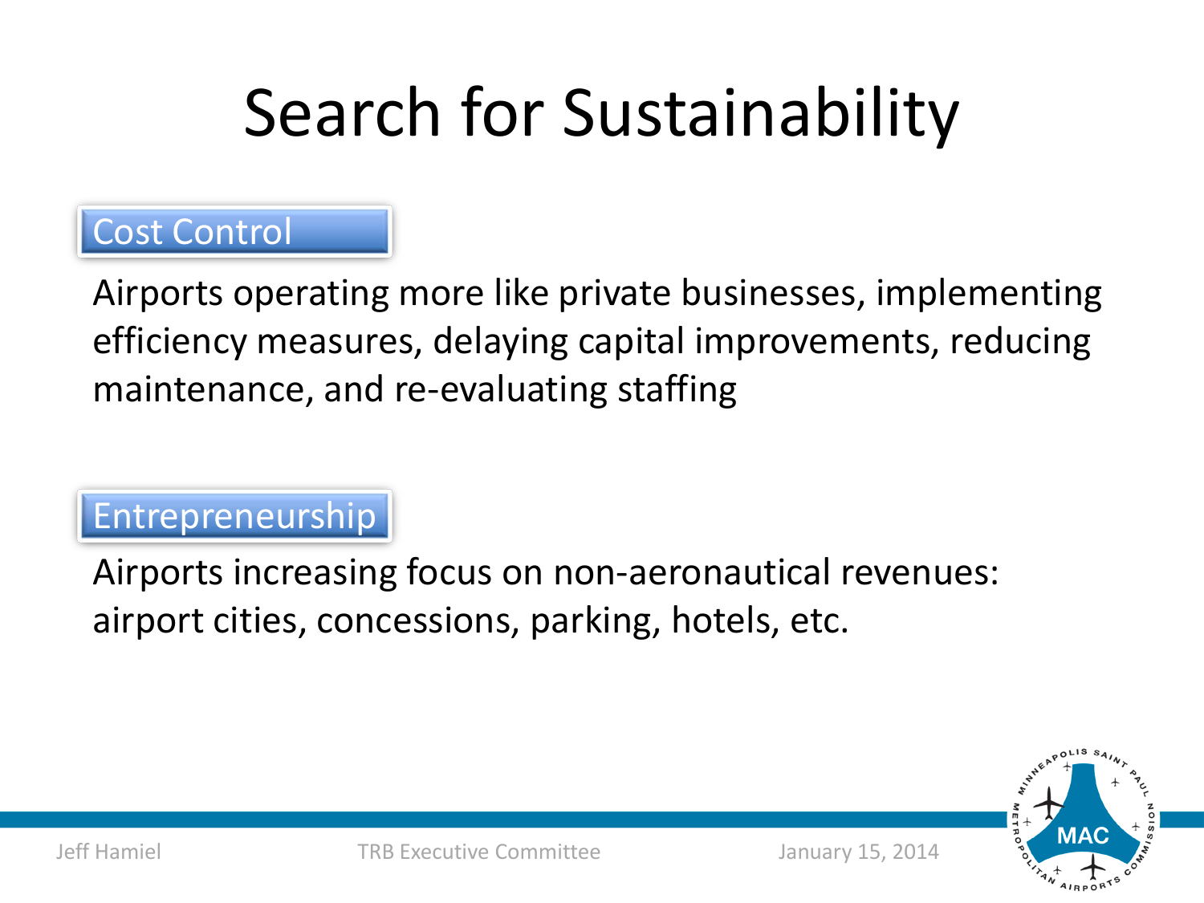# Search for Sustainability

## Cost Control

Airports operating more like private businesses, implementing efficiency measures, delaying capital improvements, reducing maintenance, and re-evaluating staffing

## Entrepreneurship

Airports increasing focus on non-aeronautical revenues: airport cities, concessions, parking, hotels, etc.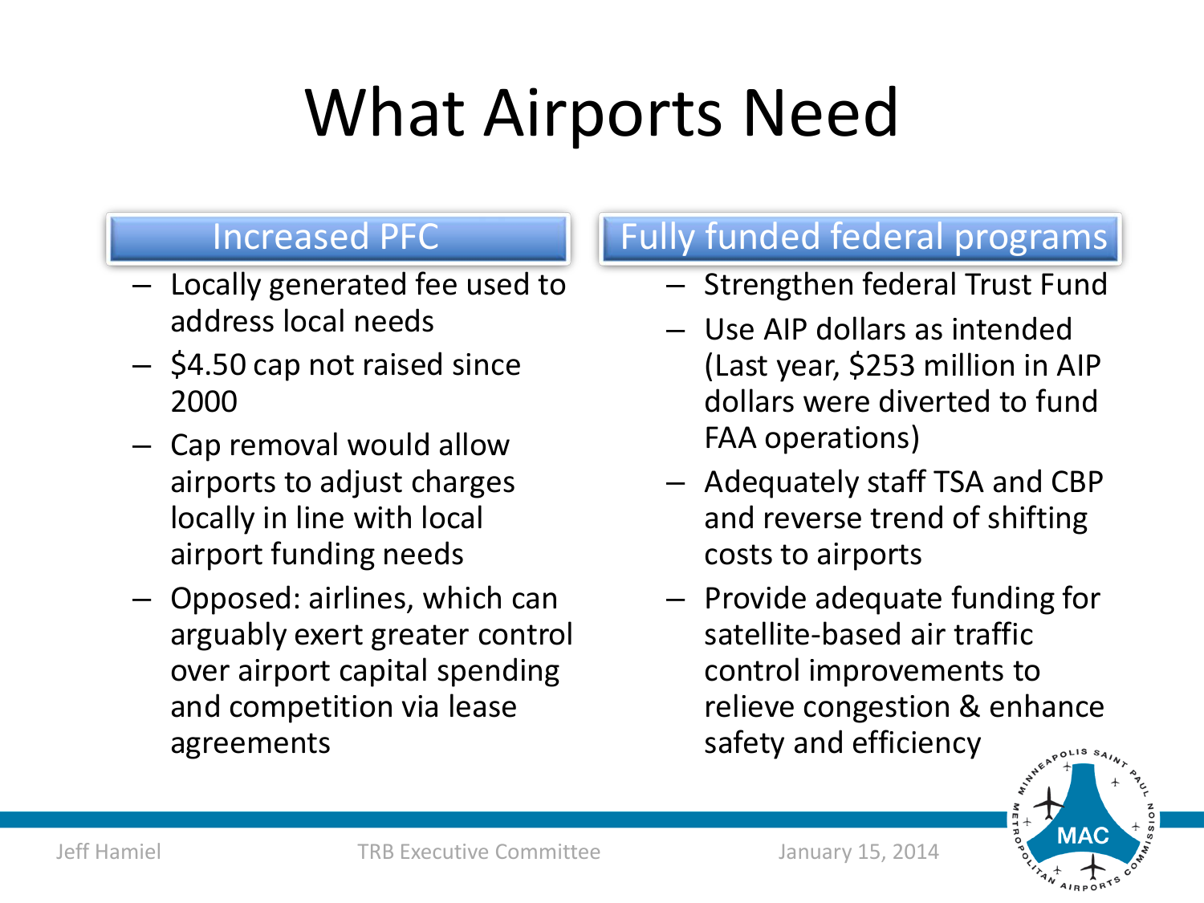# What Airports Need

## Increased PFC

- Locally generated fee used to address local needs
- $4.50 cap not raised since 2000
- Cap removal would allow airports to adjust charges locally in line with local airport funding needs
- Opposed: airlines, which can arguably exert greater control over airport capital spending and competition via lease agreements

## Fully funded federal programs

- Strengthen federal Trust Fund
- Use AIP dollars as intended (Last year, $253 million in AIP dollars were diverted to fund FAA operations)
- Adequately staff TSA and CBP and reverse trend of shifting costs to airports
- Provide adequate funding for satellite-based air traffic control improvements to relieve congestion & enhance safety and efficiency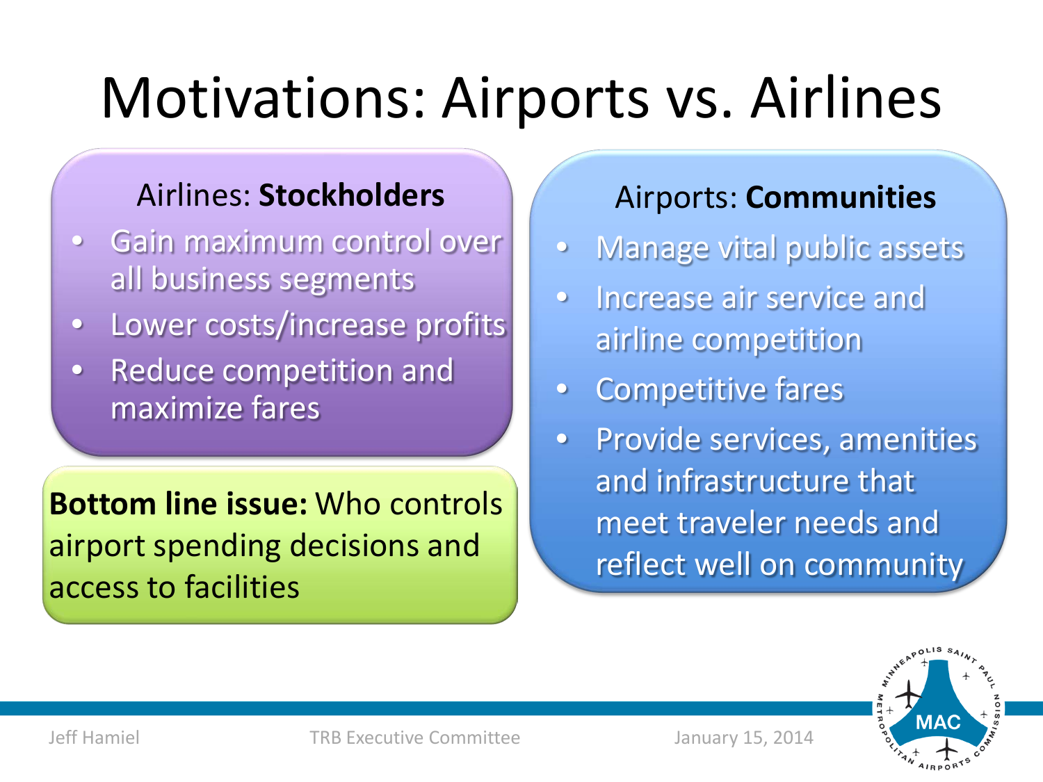# Motivations: Airports vs. Airlines

Airlines: **Stockholders**

- Gain maximum control over all business segments
- Lower costs/increase profits
- Reduce competition and maximize fares

Airports: **Communities**

- Manage vital public assets
- Increase air service and airline competition
- Competitive fares
- Provide services, amenities and infrastructure that meet traveler needs and reflect well on community

**Bottom line issue:** Who controls airport spending decisions and access to facilities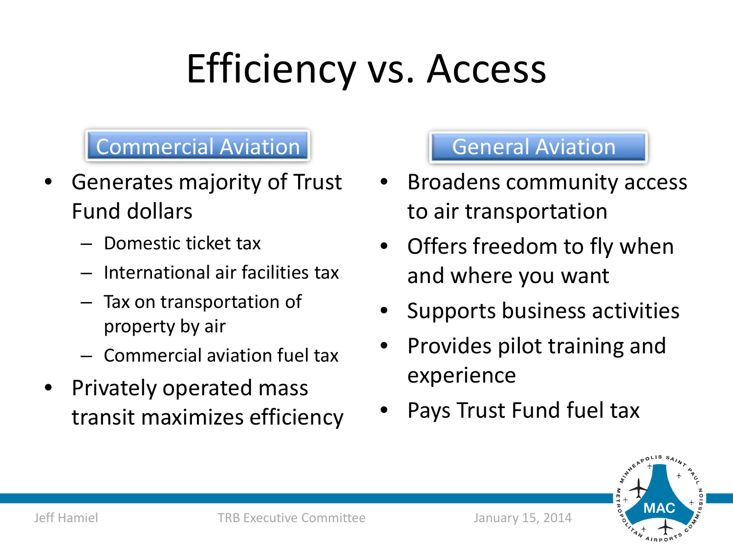# Efficiency vs. Access

## Commercial Aviation

- Generates majority of Trust Fund dollars
  - Domestic ticket tax
  - International air facilities tax
  - Tax on transportation of property by air
  - Commercial aviation fuel tax
- Privately operated mass transit maximizes efficiency

## General Aviation

- Broadens community access to air transportation
- Offers freedom to fly when and where you want
- Supports business activities
- Provides pilot training and experience
- Pays Trust Fund fuel tax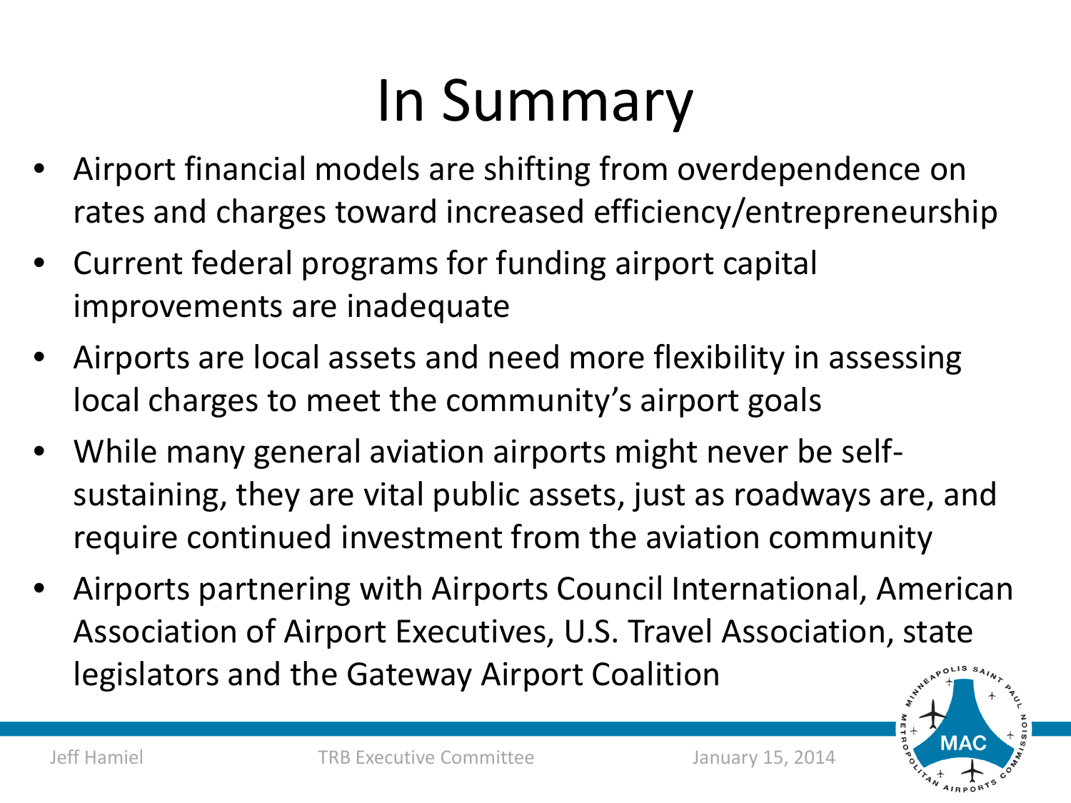# In Summary

- Airport financial models are shifting from overdependence on rates and charges toward increased efficiency/entrepreneurship
- Current federal programs for funding airport capital improvements are inadequate
- Airports are local assets and need more flexibility in assessing local charges to meet the community's airport goals
- While many general aviation airports might never be self-sustaining, they are vital public assets, just as roadways are, and require continued investment from the aviation community
- Airports partnering with Airports Council International, American Association of Airport Executives, U.S. Travel Association, state legislators and the Gateway Airport Coalition